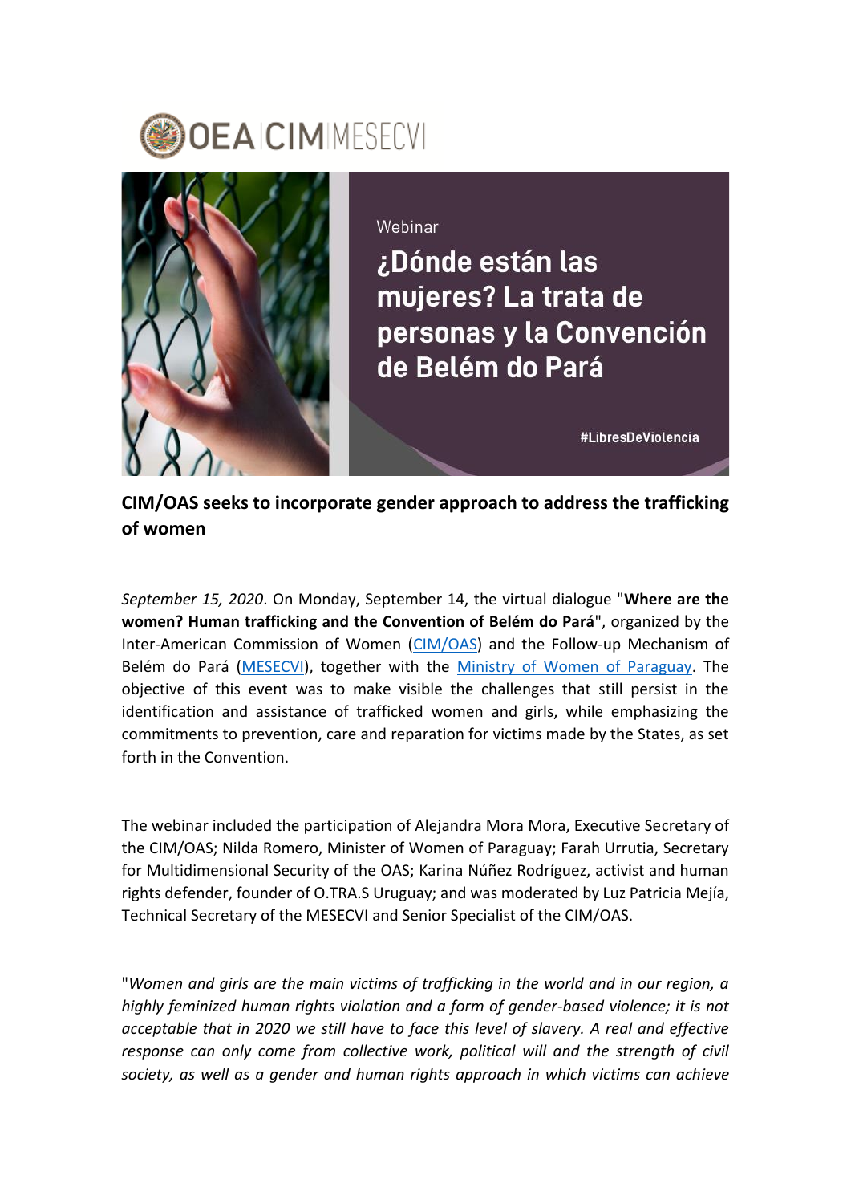OEA | CIM | MESECVI

Webinar

¿Dónde están las mujeres? La trata de personas y la Convención de Belém do Pará

#LibresDeViolencia

**CIM/OAS seeks to incorporate gender approach to address the trafficking of women**

*September 15, 2020*. On Monday, September 14, the virtual dialogue "**Where are the women? Human trafficking and the Convention of Belém do Pará**", organized by the Inter-American Commission of Women (CIM/OAS) and the Follow-up Mechanism of Belém do Pará (MESECVI), together with the Ministry of Women of Paraguay. The objective of this event was to make visible the challenges that still persist in the identification and assistance of trafficked women and girls, while emphasizing the commitments to prevention, care and reparation for victims made by the States, as set forth in the Convention.

The webinar included the participation of Alejandra Mora Mora, Executive Secretary of the CIM/OAS; Nilda Romero, Minister of Women of Paraguay; Farah Urrutia, Secretary for Multidimensional Security of the OAS; Karina Núñez Rodríguez, activist and human rights defender, founder of O.TRA.S Uruguay; and was moderated by Luz Patricia Mejía, Technical Secretary of the MESECVI and Senior Specialist of the CIM/OAS.

"*Women and girls are the main victims of trafficking in the world and in our region, a highly feminized human rights violation and a form of gender-based violence; it is not acceptable that in 2020 we still have to face this level of slavery. A real and effective response can only come from collective work, political will and the strength of civil society, as well as a gender and human rights approach in which victims can achieve*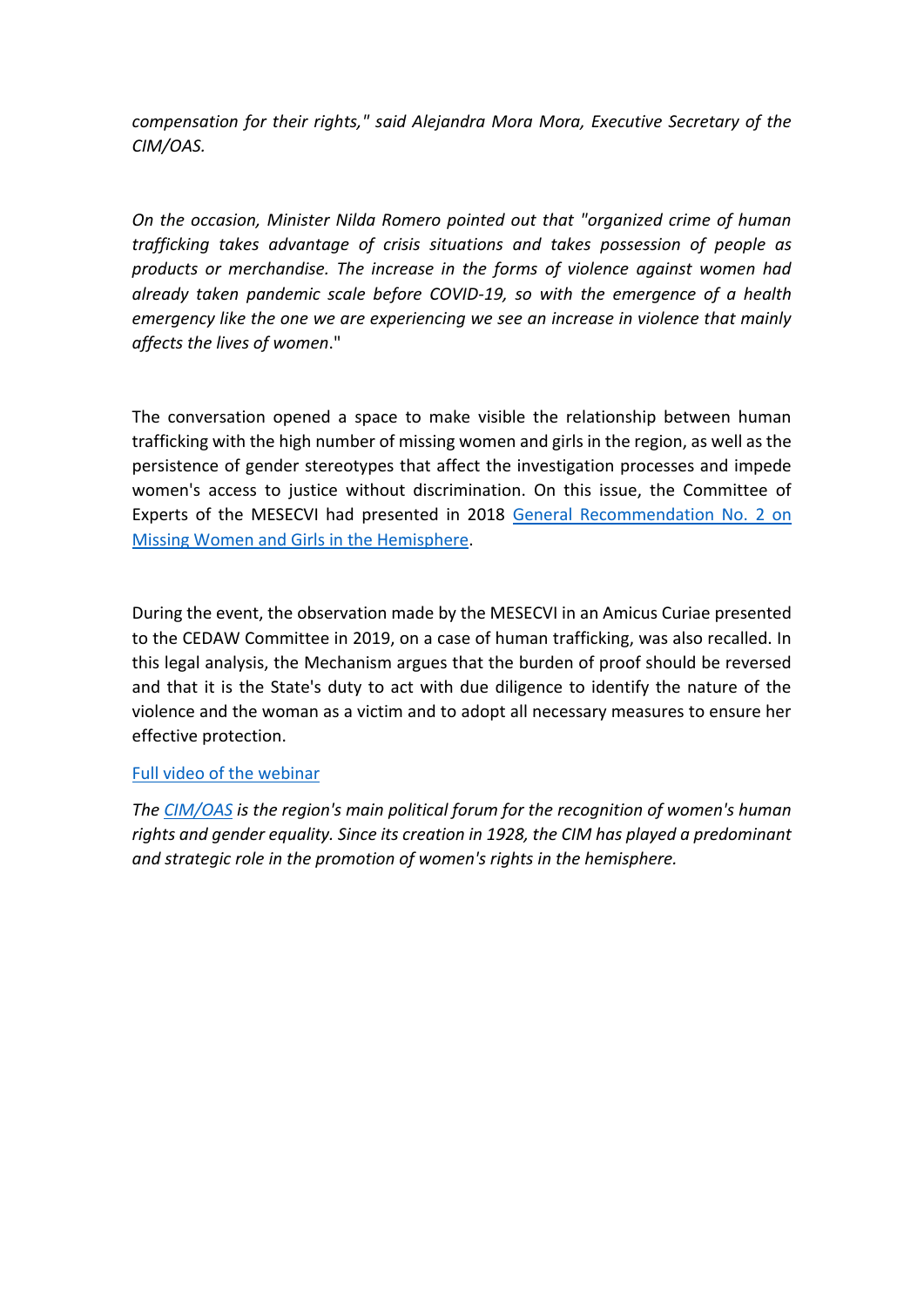*compensation for their rights," said Alejandra Mora Mora, Executive Secretary of the CIM/OAS.*

*On the occasion, Minister Nilda Romero pointed out that "organized crime of human trafficking takes advantage of crisis situations and takes possession of people as products or merchandise. The increase in the forms of violence against women had already taken pandemic scale before COVID-19, so with the emergence of a health emergency like the one we are experiencing we see an increase in violence that mainly affects the lives of women*."

The conversation opened a space to make visible the relationship between human trafficking with the high number of missing women and girls in the region, as well as the persistence of gender stereotypes that affect the investigation processes and impede women's access to justice without discrimination. On this issue, the Committee of Experts of the MESECVI had presented in 2018 [General Recommendation No. 2 on Missing Women and Girls in the Hemisphere]().

During the event, the observation made by the MESECVI in an Amicus Curiae presented to the CEDAW Committee in 2019, on a case of human trafficking, was also recalled. In this legal analysis, the Mechanism argues that the burden of proof should be reversed and that it is the State's duty to act with due diligence to identify the nature of the violence and the woman as a victim and to adopt all necessary measures to ensure her effective protection.

[Full video of the webinar]()

*The [CIM/OAS]() is the region's main political forum for the recognition of women's human rights and gender equality. Since its creation in 1928, the CIM has played a predominant and strategic role in the promotion of women's rights in the hemisphere.*